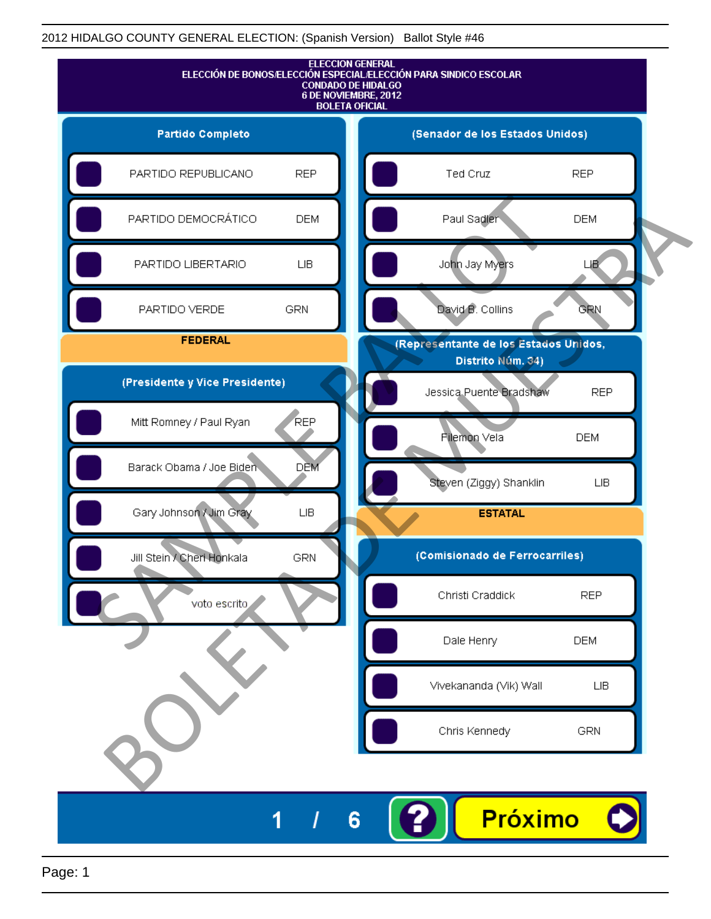2012 HIDALGO COUNTY GENERAL ELECTION: (Spanish Version) Ballot Style #46

# ELECCION GENERAL
## ELECCIÓN DE BONOS/ELECCIÓN ESPECIAL/ELECCIÓN PARA SINDICO ESCOLAR
## CONDADO DE HIDALGO
## 6 DE NOVIEMBRE, 2012
## BOLETA OFICIAL

### Partido Completo

| Partido | |
|---|---|
| PARTIDO REPUBLICANO | REP |
| PARTIDO DEMOCRÁTICO | DEM |
| PARTIDO LIBERTARIO | LIB |
| PARTIDO VERDE | GRN |

### FEDERAL

#### (Presidente y Vice Presidente)

| Candidato | Partido |
|---|---|
| Mitt Romney / Paul Ryan | REP |
| Barack Obama / Joe Biden | DEM |
| Gary Johnson / Jim Gray | LIB |
| Jill Stein / Cheri Honkala | GRN |
| voto escrito | |

#### (Senador de los Estados Unidos)

| Candidato | Partido |
|---|---|
| Ted Cruz | REP |
| Paul Sadler | DEM |
| John Jay Myers | LIB |
| David B. Collins | GRN |

#### (Representante de los Estados Unidos, Distrito Núm. 34)

| Candidato | Partido |
|---|---|
| Jessica Puente Bradshaw | REP |
| Filemon Vela | DEM |
| Steven (Ziggy) Shanklin | LIB |

### ESTATAL

#### (Comisionado de Ferrocarriles)

| Candidato | Partido |
|---|---|
| Christi Craddick | REP |
| Dale Henry | DEM |
| Vivekananda (Vik) Wall | LIB |
| Chris Kennedy | GRN |

SAMPLE BALLOT

BOLETA DE MUESTRA

1 / 6 ? Próximo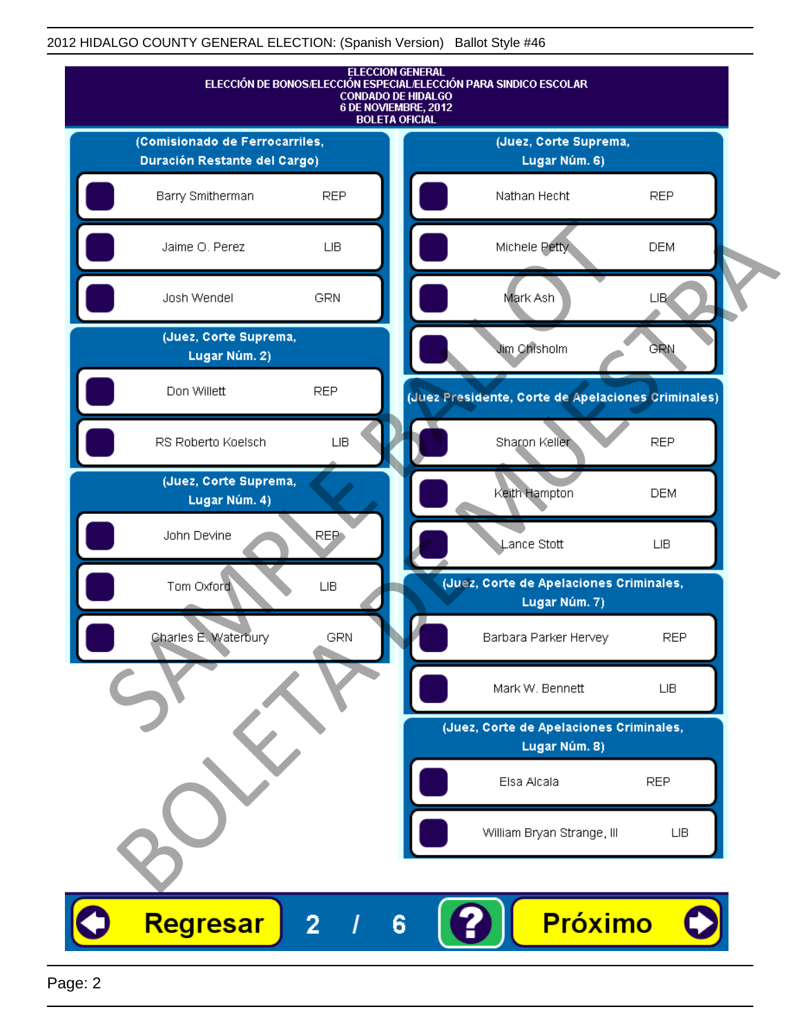2012 HIDALGO COUNTY GENERAL ELECTION: (Spanish Version) Ballot Style #46

ELECCION GENERAL
ELECCIÓN DE BONOS/ELECCIÓN ESPECIAL/ELECCIÓN PARA SINDICO ESCOLAR
CONDADO DE HIDALGO
6 DE NOVIEMBRE, 2012
BOLETA OFICIAL

**(Comisionado de Ferrocarriles, Duración Restante del Cargo)**

| Candidato | Partido |
|---|---|
| Barry Smitherman | REP |
| Jaime O. Perez | LIB |
| Josh Wendel | GRN |

**(Juez, Corte Suprema, Lugar Núm. 2)**

| Candidato | Partido |
|---|---|
| Don Willett | REP |
| RS Roberto Koelsch | LIB |

**(Juez, Corte Suprema, Lugar Núm. 4)**

| Candidato | Partido |
|---|---|
| John Devine | REP |
| Tom Oxford | LIB |
| Charles E. Waterbury | GRN |

**(Juez, Corte Suprema, Lugar Núm. 6)**

| Candidato | Partido |
|---|---|
| Nathan Hecht | REP |
| Michele Petty | DEM |
| Mark Ash | LIB |
| Jim Chisholm | GRN |

**(Juez Presidente, Corte de Apelaciones Criminales)**

| Candidato | Partido |
|---|---|
| Sharon Keller | REP |
| Keith Hampton | DEM |
| Lance Stott | LIB |

**(Juez, Corte de Apelaciones Criminales, Lugar Núm. 7)**

| Candidato | Partido |
|---|---|
| Barbara Parker Hervey | REP |
| Mark W. Bennett | LIB |

**(Juez, Corte de Apelaciones Criminales, Lugar Núm. 8)**

| Candidato | Partido |
|---|---|
| Elsa Alcala | REP |
| William Bryan Strange, III | LIB |

SAMPLE BALLOT
BOLETA DE MUESTRA

Regresar 2 / 6 ? Próximo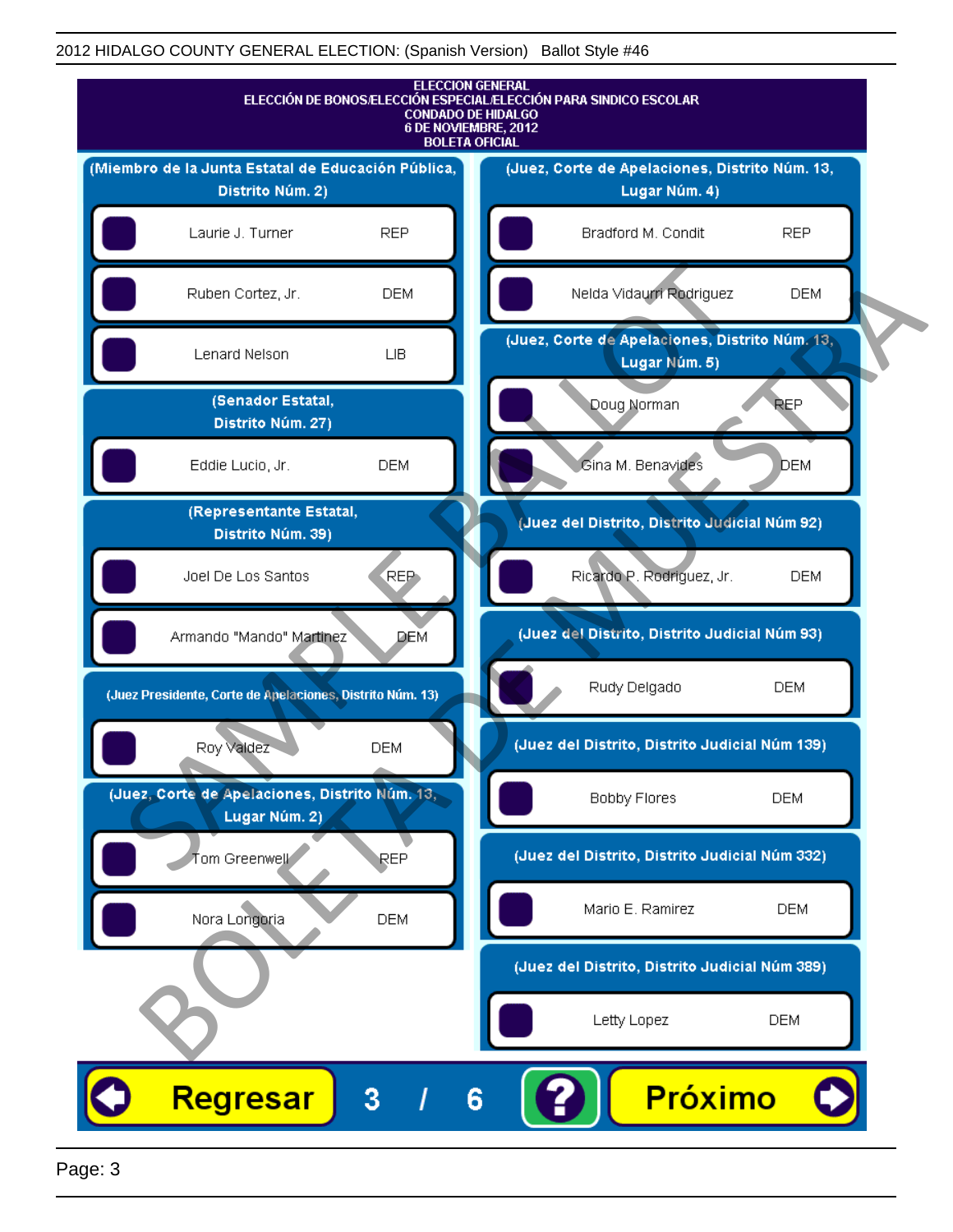ELECCION GENERAL
ELECCIÓN DE BONOS/ELECCIÓN ESPECIAL/ELECCIÓN PARA SINDICO ESCOLAR
CONDADO DE HIDALGO
6 DE NOVIEMBRE, 2012
BOLETA OFICIAL

**(Miembro de la Junta Estatal de Educación Pública, Distrito Núm. 2)**

| Candidato | Partido |
|---|---|
| Laurie J. Turner | REP |
| Ruben Cortez, Jr. | DEM |
| Lenard Nelson | LIB |

**(Senador Estatal, Distrito Núm. 27)**

| Candidato | Partido |
|---|---|
| Eddie Lucio, Jr. | DEM |

**(Representante Estatal, Distrito Núm. 39)**

| Candidato | Partido |
|---|---|
| Joel De Los Santos | REP |
| Armando "Mando" Martinez | DEM |

**(Juez Presidente, Corte de Apelaciones, Distrito Núm. 13)**

| Candidato | Partido |
|---|---|
| Roy Valdez | DEM |

**(Juez, Corte de Apelaciones, Distrito Núm. 13, Lugar Núm. 2)**

| Candidato | Partido |
|---|---|
| Tom Greenwell | REP |
| Nora Longoria | DEM |

**(Juez, Corte de Apelaciones, Distrito Núm. 13, Lugar Núm. 4)**

| Candidato | Partido |
|---|---|
| Bradford M. Condit | REP |
| Nelda Vidaurri Rodriguez | DEM |

**(Juez, Corte de Apelaciones, Distrito Núm. 13, Lugar Núm. 5)**

| Candidato | Partido |
|---|---|
| Doug Norman | REP |
| Gina M. Benavides | DEM |

**(Juez del Distrito, Distrito Judicial Núm 92)**

| Candidato | Partido |
|---|---|
| Ricardo P. Rodriguez, Jr. | DEM |

**(Juez del Distrito, Distrito Judicial Núm 93)**

| Candidato | Partido |
|---|---|
| Rudy Delgado | DEM |

**(Juez del Distrito, Distrito Judicial Núm 139)**

| Candidato | Partido |
|---|---|
| Bobby Flores | DEM |

**(Juez del Distrito, Distrito Judicial Núm 332)**

| Candidato | Partido |
|---|---|
| Mario E. Ramirez | DEM |

**(Juez del Distrito, Distrito Judicial Núm 389)**

| Candidato | Partido |
|---|---|
| Letty Lopez | DEM |

Regresar 3 / 6 ? Próximo

SAMPLE BALLOT
BOLETA DE MUESTRA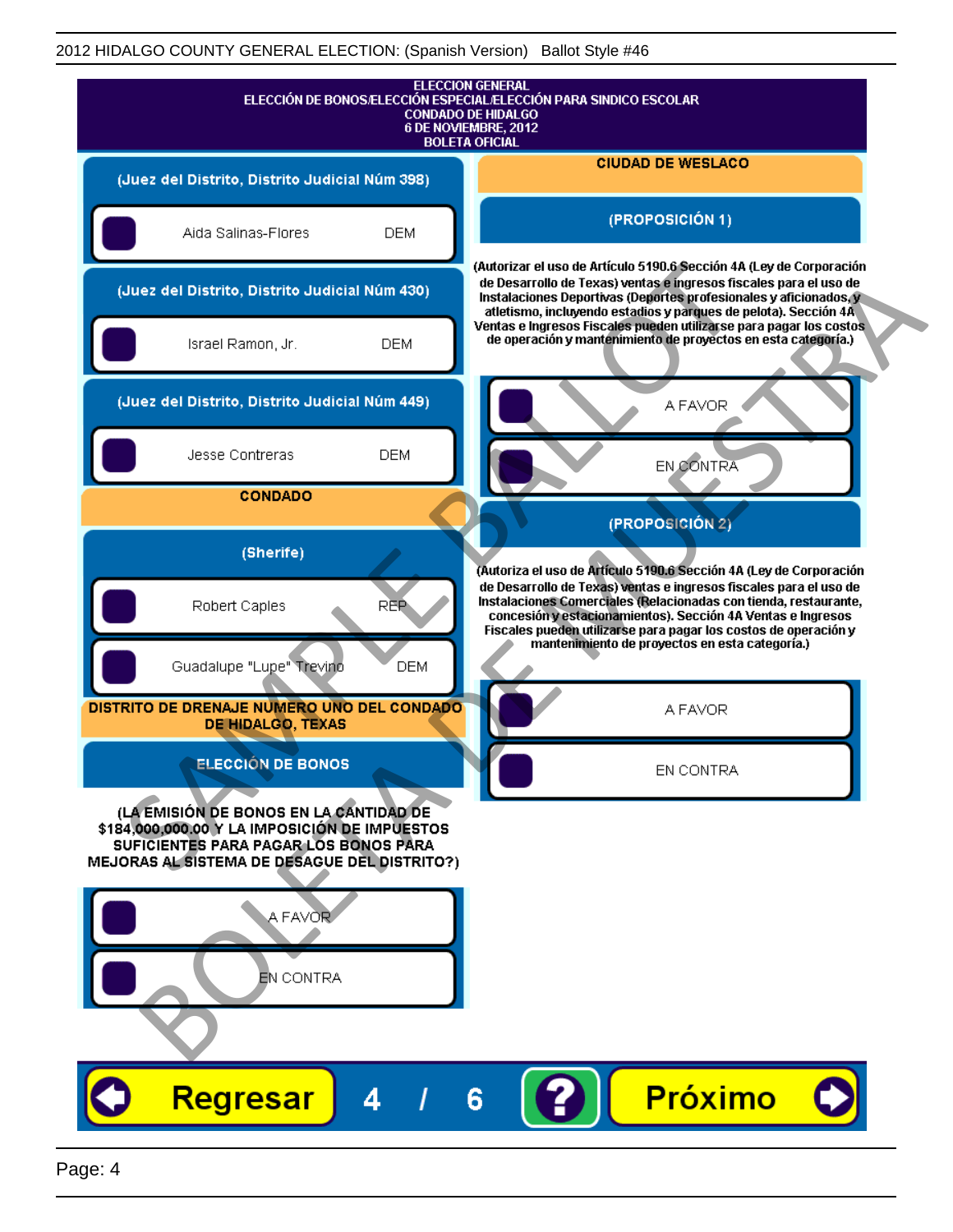ELECCION GENERAL
ELECCIÓN DE BONOS/ELECCIÓN ESPECIAL/ELECCIÓN PARA SINDICO ESCOLAR
CONDADO DE HIDALGO
6 DE NOVIEMBRE, 2012
BOLETA OFICIAL

### (Juez del Distrito, Distrito Judicial Núm 398)

- Aida Salinas-Flores DEM

### (Juez del Distrito, Distrito Judicial Núm 430)

- Israel Ramon, Jr. DEM

### (Juez del Distrito, Distrito Judicial Núm 449)

- Jesse Contreras DEM

## CONDADO

### (Sherife)

- Robert Caples REP
- Guadalupe "Lupe" Trevino DEM

## DISTRITO DE DRENAJE NUMERO UNO DEL CONDADO DE HIDALGO, TEXAS

### ELECCIÓN DE BONOS

**(LA EMISIÓN DE BONOS EN LA CANTIDAD DE $184,000,000.00 Y LA IMPOSICIÓN DE IMPUESTOS SUFICIENTES PARA PAGAR LOS BONOS PARA MEJORAS AL SISTEMA DE DESAGUE DEL DISTRITO?)**

- A FAVOR
- EN CONTRA

## CIUDAD DE WESLACO

### (PROPOSICIÓN 1)

**(Autorizar el uso de Artículo 5190.6 Sección 4A (Ley de Corporación de Desarrollo de Texas) ventas e ingresos fiscales para el uso de Instalaciones Deportivas (Deportes profesionales y aficionados, y atletismo, incluyendo estadios y parques de pelota). Sección 4A Ventas e Ingresos Fiscales pueden utilizarse para pagar los costos de operación y mantenimiento de proyectos en esta categoría.)**

- A FAVOR
- EN CONTRA

### (PROPOSICIÓN 2)

**(Autoriza el uso de Artículo 5190.6 Sección 4A (Ley de Corporación de Desarrollo de Texas) ventas e ingresos fiscales para el uso de Instalaciones Comerciales (Relacionadas con tienda, restaurante, concesión y estacionamientos). Sección 4A Ventas e Ingresos Fiscales pueden utilizarse para pagar los costos de operación y mantenimiento de proyectos en esta categoría.)**

- A FAVOR
- EN CONTRA

Regresar 4 / 6 ? Próximo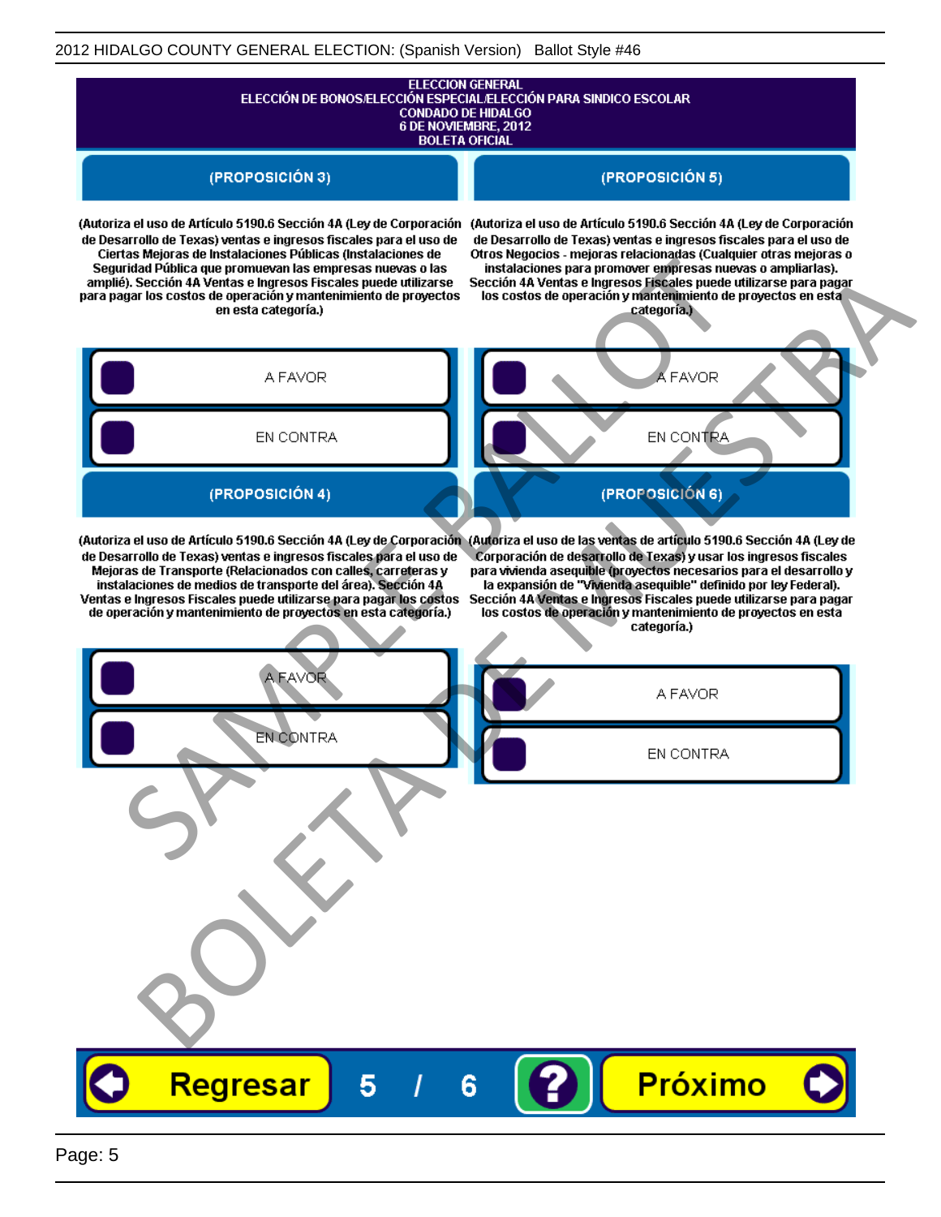ELECCION GENERAL
ELECCIÓN DE BONOS/ELECCIÓN ESPECIAL/ELECCIÓN PARA SINDICO ESCOLAR
CONDADO DE HIDALGO
6 DE NOVIEMBRE, 2012
BOLETA OFICIAL

## (PROPOSICIÓN 3)

(Autoriza el uso de Artículo 5190.6 Sección 4A (Ley de Corporación de Desarrollo de Texas) ventas e ingresos fiscales para el uso de Ciertas Mejoras de Instalaciones Públicas (Instalaciones de Seguridad Pública que promuevan las empresas nuevas o las amplié). Sección 4A Ventas e Ingresos Fiscales puede utilizarse para pagar los costos de operación y mantenimiento de proyectos en esta categoría.)

- A FAVOR
- EN CONTRA

## (PROPOSICIÓN 4)

(Autoriza el uso de Artículo 5190.6 Sección 4A (Ley de Corporación de Desarrollo de Texas) ventas e ingresos fiscales para el uso de Mejoras de Transporte (Relacionados con calles, carreteras y instalaciones de medios de transporte del área). Sección 4A Ventas e Ingresos Fiscales puede utilizarse para pagar los costos de operación y mantenimiento de proyectos en esta categoría.)

- A FAVOR
- EN CONTRA

## (PROPOSICIÓN 5)

(Autoriza el uso de Artículo 5190.6 Sección 4A (Ley de Corporación de Desarrollo de Texas) ventas e ingresos fiscales para el uso de Otros Negocios - mejoras relacionadas (Cualquier otras mejoras o instalaciones para promover empresas nuevas o ampliarlas). Sección 4A Ventas e Ingresos Fiscales puede utilizarse para pagar los costos de operación y mantenimiento de proyectos en esta categoría.)

- A FAVOR
- EN CONTRA

## (PROPOSICIÓN 6)

(Autoriza el uso de las ventas de artículo 5190.6 Sección 4A (Ley de Corporación de desarrollo de Texas) y usar los ingresos fiscales para vivienda asequible (proyectos necesarios para el desarrollo y la expansión de "Vivienda asequible" definido por ley Federal). Sección 4A Ventas e Ingresos Fiscales puede utilizarse para pagar los costos de operación y mantenimiento de proyectos en esta categoría.)

- A FAVOR
- EN CONTRA

Regresar | 5 / 6 | ? | Próximo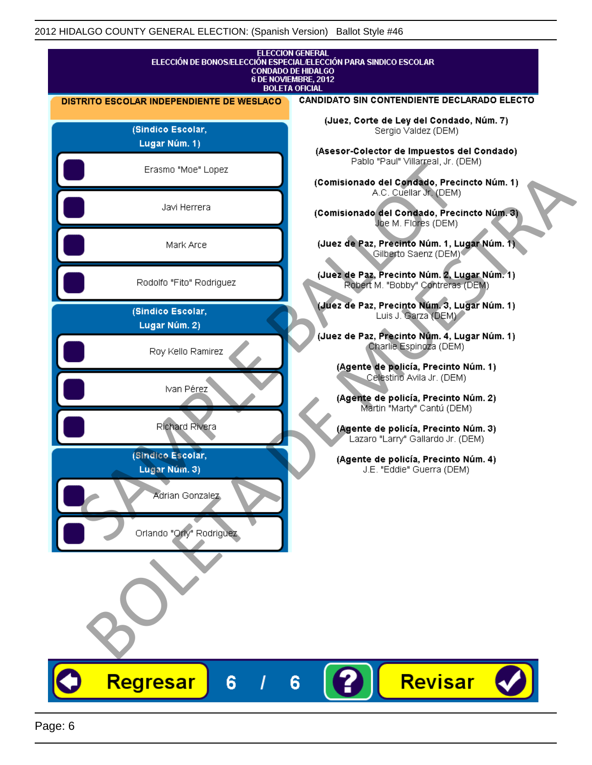2012 HIDALGO COUNTY GENERAL ELECTION: (Spanish Version) Ballot Style #46

ELECCION GENERAL
ELECCIÓN DE BONOS/ELECCIÓN ESPECIAL/ELECCIÓN PARA SINDICO ESCOLAR
CONDADO DE HIDALGO
6 DE NOVIEMBRE, 2012
BOLETA OFICIAL

**DISTRITO ESCOLAR INDEPENDIENTE DE WESLACO**

**(Sindico Escolar, Lugar Núm. 1)**

- Erasmo "Moe" Lopez
- Javi Herrera
- Mark Arce
- Rodolfo "Fito" Rodriguez

**(Sindico Escolar, Lugar Núm. 2)**

- Roy Kello Ramirez
- Ivan Pérez
- Richard Rivera

**(Sindico Escolar, Lugar Núm. 3)**

- Adrian Gonzalez
- Orlando "Orly" Rodriguez

**CANDIDATO SIN CONTENDIENTE DECLARADO ELECTO**

**(Juez, Corte de Ley del Condado, Núm. 7)**
Sergio Valdez (DEM)

**(Asesor-Colector de Impuestos del Condado)**
Pablo "Paul" Villarreal, Jr. (DEM)

**(Comisionado del Condado, Precincto Núm. 1)**
A.C. Cuellar Jr. (DEM)

**(Comisionado del Condado, Precincto Núm. 3)**
Joe M. Flores (DEM)

**(Juez de Paz, Precinto Núm. 1, Lugar Núm. 1)**
Gilberto Saenz (DEM)

**(Juez de Paz, Precinto Núm. 2, Lugar Núm. 1)**
Robert M. "Bobby" Contreras (DEM)

**(Juez de Paz, Precinto Núm. 3, Lugar Núm. 1)**
Luis J. Garza (DEM)

**(Juez de Paz, Precinto Núm. 4, Lugar Núm. 1)**
Charlie Espinoza (DEM)

**(Agente de policía, Precinto Núm. 1)**
Celestino Avila Jr. (DEM)

**(Agente de policía, Precinto Núm. 2)**
Martin "Marty" Cantú (DEM)

**(Agente de policía, Precinto Núm. 3)**
Lazaro "Larry" Gallardo Jr. (DEM)

**(Agente de policía, Precinto Núm. 4)**
J.E. "Eddie" Guerra (DEM)

SAMPLE BALLOT
BOLETA DE MUESTRA

Regresar | 6 / 6 | ? | Revisar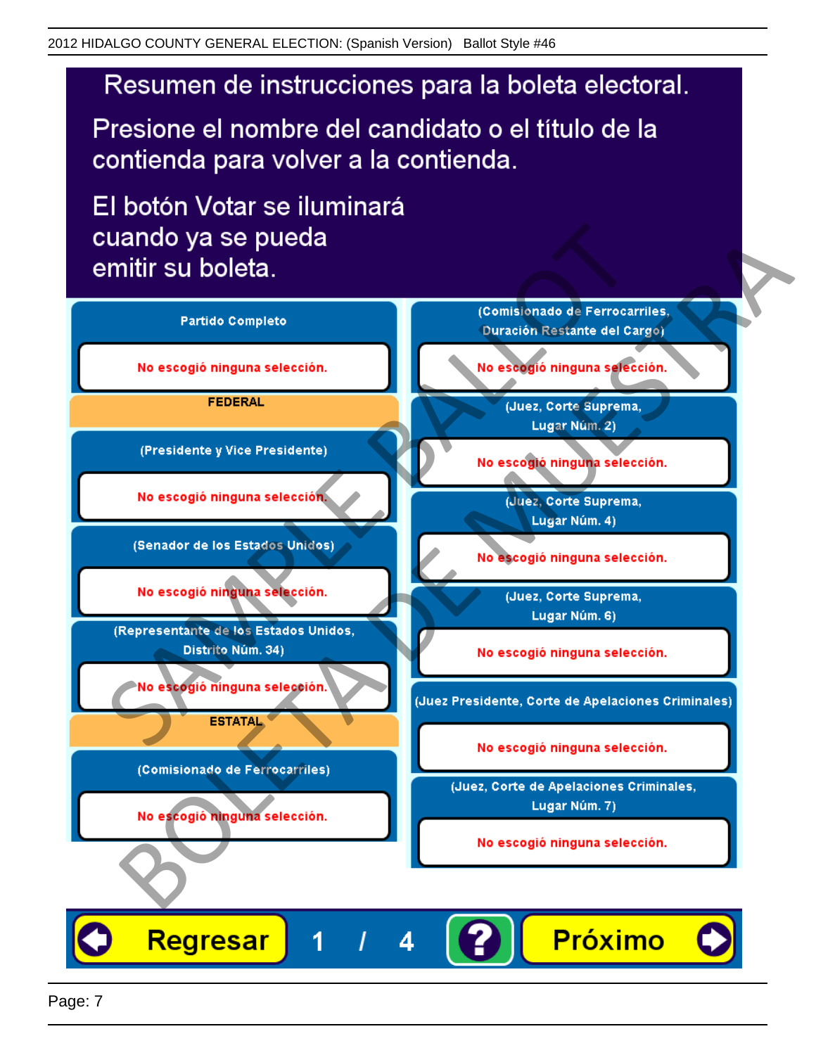2012 HIDALGO COUNTY GENERAL ELECTION: (Spanish Version) Ballot Style #46

# Resumen de instrucciones para la boleta electoral.

Presione el nombre del candidato o el título de la contienda para volver a la contienda.

El botón Votar se iluminará cuando ya se pueda emitir su boleta.

**Partido Completo**

No escogió ninguna selección.

**FEDERAL**

**(Presidente y Vice Presidente)**

No escogió ninguna selección.

**(Senador de los Estados Unidos)**

No escogió ninguna selección.

**(Representante de los Estados Unidos, Distrito Núm. 34)**

No escogió ninguna selección.

**ESTATAL**

**(Comisionado de Ferrocarriles)**

No escogió ninguna selección.

**(Comisionado de Ferrocarriles, Duración Restante del Cargo)**

No escogió ninguna selección.

**(Juez, Corte Suprema, Lugar Núm. 2)**

No escogió ninguna selección.

**(Juez, Corte Suprema, Lugar Núm. 4)**

No escogió ninguna selección.

**(Juez, Corte Suprema, Lugar Núm. 6)**

No escogió ninguna selección.

**(Juez Presidente, Corte de Apelaciones Criminales)**

No escogió ninguna selección.

**(Juez, Corte de Apelaciones Criminales, Lugar Núm. 7)**

No escogió ninguna selección.

Regresar 1 / 4 ? Próximo

SAMPLE BALLOT BOLETA DE MUESTRA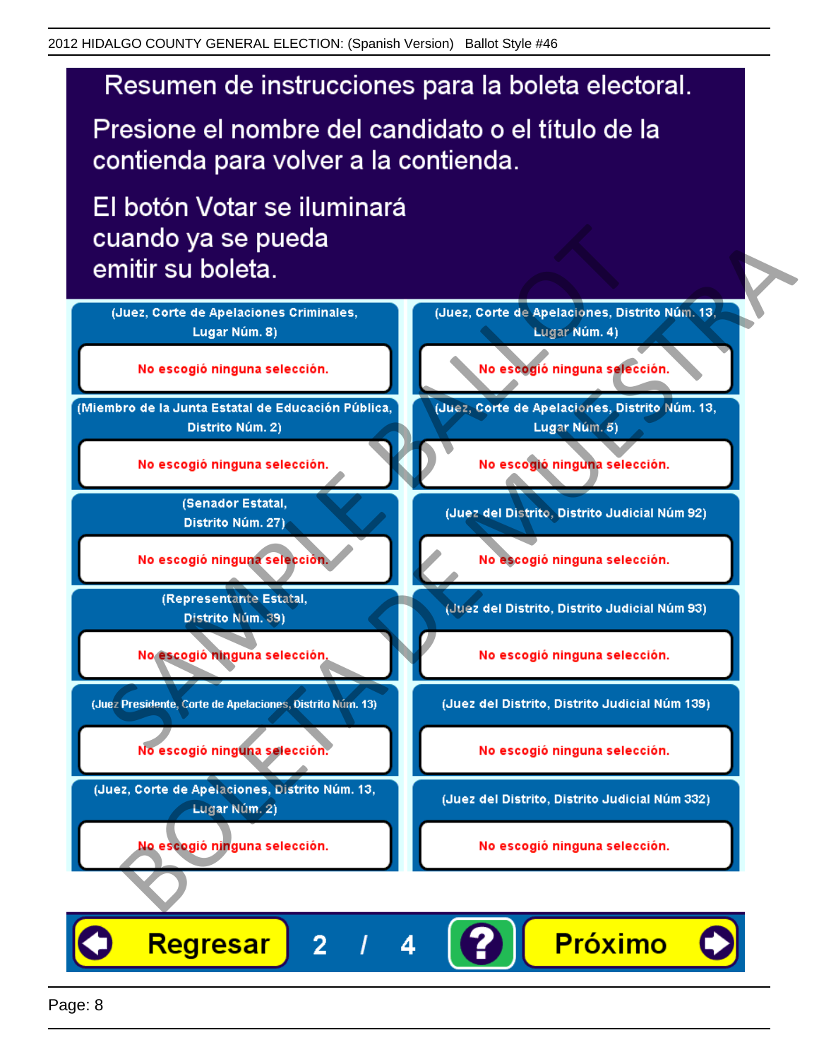# Resumen de instrucciones para la boleta electoral.

Presione el nombre del candidato o el título de la contienda para volver a la contienda.

El botón Votar se iluminará cuando ya se pueda emitir su boleta.

**(Juez, Corte de Apelaciones Criminales, Lugar Núm. 8)**

No escogió ninguna selección.

**(Miembro de la Junta Estatal de Educación Pública, Distrito Núm. 2)**

No escogió ninguna selección.

**(Senador Estatal, Distrito Núm. 27)**

No escogió ninguna selección.

**(Representante Estatal, Distrito Núm. 39)**

No escogió ninguna selección.

**(Juez Presidente, Corte de Apelaciones, Distrito Núm. 13)**

No escogió ninguna selección.

**(Juez, Corte de Apelaciones, Distrito Núm. 13, Lugar Núm. 2)**

No escogió ninguna selección.

**(Juez, Corte de Apelaciones, Distrito Núm. 13, Lugar Núm. 4)**

No escogió ninguna selección.

**(Juez, Corte de Apelaciones, Distrito Núm. 13, Lugar Núm. 5)**

No escogió ninguna selección.

**(Juez del Distrito, Distrito Judicial Núm 92)**

No escogió ninguna selección.

**(Juez del Distrito, Distrito Judicial Núm 93)**

No escogió ninguna selección.

**(Juez del Distrito, Distrito Judicial Núm 139)**

No escogió ninguna selección.

**(Juez del Distrito, Distrito Judicial Núm 332)**

No escogió ninguna selección.

Regresar 2 / 4 ? Próximo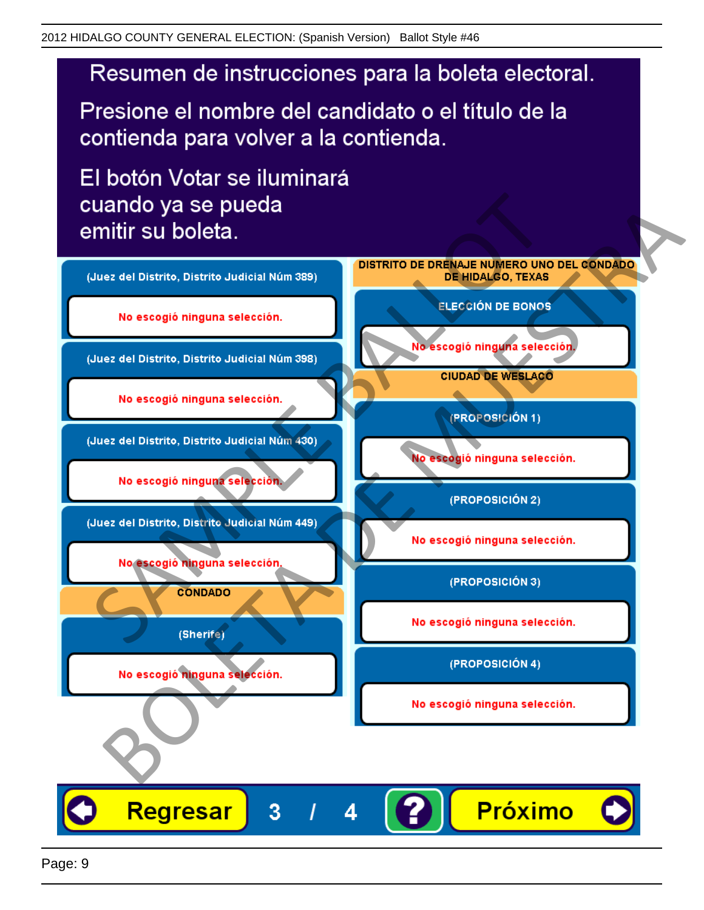2012 HIDALGO COUNTY GENERAL ELECTION: (Spanish Version) Ballot Style #46

# Resumen de instrucciones para la boleta electoral.

Presione el nombre del candidato o el título de la contienda para volver a la contienda.

El botón Votar se iluminará cuando ya se pueda emitir su boleta.

(Juez del Distrito, Distrito Judicial Núm 389)

No escogió ninguna selección.

(Juez del Distrito, Distrito Judicial Núm 398)

No escogió ninguna selección.

(Juez del Distrito, Distrito Judicial Núm 430)

No escogió ninguna selección.

(Juez del Distrito, Distrito Judicial Núm 449)

No escogió ninguna selección.

**CONDADO**

(Sherife)

No escogió ninguna selección.

**DISTRITO DE DRENAJE NUMERO UNO DEL CONDADO DE HIDALGO, TEXAS**

ELECCIÓN DE BONOS

No escogió ninguna selección.

**CIUDAD DE WESLACO**

(PROPOSICIÓN 1)

No escogió ninguna selección.

(PROPOSICIÓN 2)

No escogió ninguna selección.

(PROPOSICIÓN 3)

No escogió ninguna selección.

(PROPOSICIÓN 4)

No escogió ninguna selección.

Regresar 3 / 4 ? Próximo

SAMPLE BALLOT BOLETA DE MUESTRA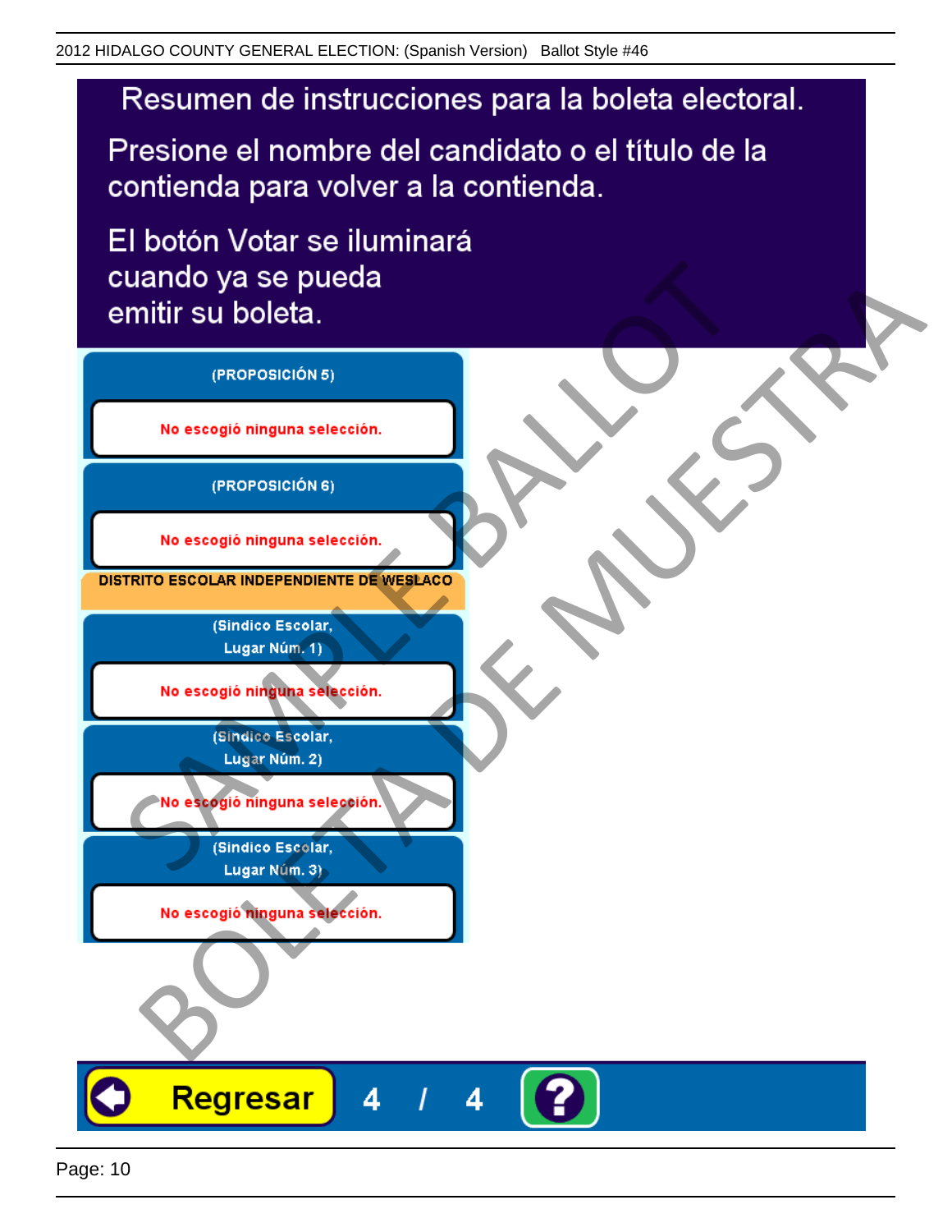# Resumen de instrucciones para la boleta electoral.

Presione el nombre del candidato o el título de la contienda para volver a la contienda.

El botón Votar se iluminará cuando ya se pueda emitir su boleta.

**(PROPOSICIÓN 5)**

No escogió ninguna selección.

**(PROPOSICIÓN 6)**

No escogió ninguna selección.

**DISTRITO ESCOLAR INDEPENDIENTE DE WESLACO**

**(Sindico Escolar, Lugar Núm. 1)**

No escogió ninguna selección.

**(Sindico Escolar, Lugar Núm. 2)**

No escogió ninguna selección.

**(Sindico Escolar, Lugar Núm. 3)**

No escogió ninguna selección.

Regresar 4 / 4 ?

SAMPLE BALLOT
BOLETA DE MUESTRA